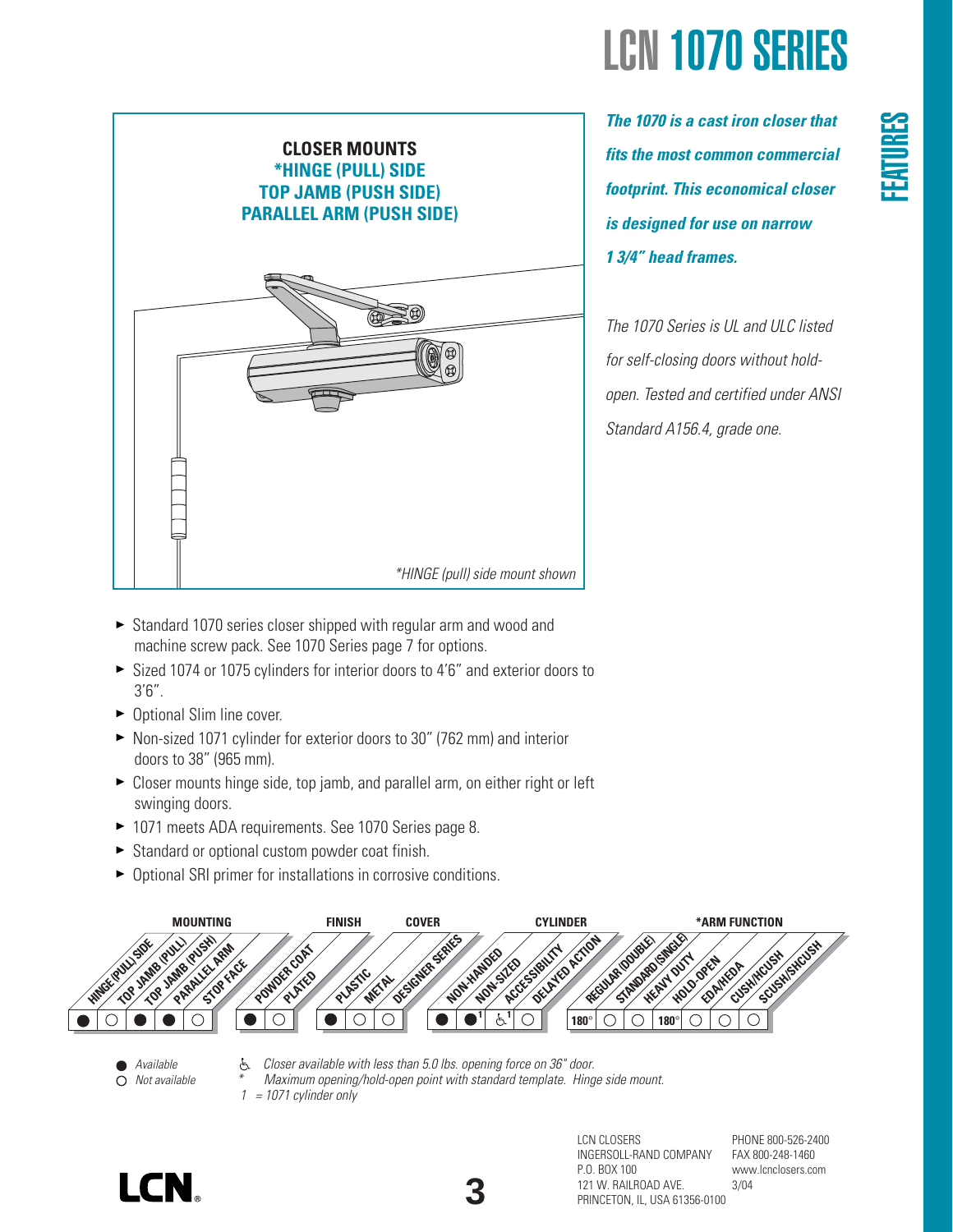# LCN 1070 SERIES

FEATURES

**CLOSER MOUNTS**
***HINGE (PULL) SIDE**
**TOP JAMB (PUSH SIDE)**
**PARALLEL ARM (PUSH SIDE)**

*\*HINGE (pull) side mount shown*

***The 1070 is a cast iron closer that fits the most common commercial footprint. This economical closer is designed for use on narrow 1 3/4" head frames.***

*The 1070 Series is UL and ULC listed for self-closing doors without hold-open. Tested and certified under ANSI Standard A156.4, grade one.*

- Standard 1070 series closer shipped with regular arm and wood and machine screw pack. See 1070 Series page 7 for options.
- Sized 1074 or 1075 cylinders for interior doors to 4'6" and exterior doors to 3'6".
- Optional Slim line cover.
- Non-sized 1071 cylinder for exterior doors to 30" (762 mm) and interior doors to 38" (965 mm).
- Closer mounts hinge side, top jamb, and parallel arm, on either right or left swinging doors.
- 1071 meets ADA requirements. See 1070 Series page 8.
- Standard or optional custom powder coat finish.
- Optional SRI primer for installations in corrosive conditions.

| MOUNTING | | | | | FINISH | | COVER | | | CYLINDER | | | | *ARM FUNCTION | | | | | | |
|---|---|---|---|---|---|---|---|---|---|---|---|---|---|---|---|---|---|---|---|---|
| HINGE (PULL) SIDE | TOP JAMB (PULL) | TOP JAMB (PUSH) | PARALLEL ARM | STOP FACE | POWDER COAT | PLATED | PLASTIC | METAL | DESIGNER SERIES | NON-HANDED | NON-SIZED | ACCESSIBILITY | DELAYED ACTION | REGULAR (DOUBLE) | STANDARD (SINGLE) | HEAVY DUTY | HOLD-OPEN | EDA/HEDA | CUSH/HCUSH | SCUSH/SHCUSH |
| ● | ○ | ● | ● | ○ | ● | ○ | ● | ○ | ○ | ● | ●[1] | ♿[1] | ○ | 180° | ○ | ○ | 180° | ○ | ○ | ○ |

● Available
○ Not available

♿ Closer available with less than 5.0 lbs. opening force on 36" door.
\* Maximum opening/hold-open point with standard template. Hinge side mount.
1 = 1071 cylinder only

LCN CLOSERS
INGERSOLL-RAND COMPANY
P.O. BOX 100
121 W. RAILROAD AVE.
PRINCETON, IL, USA 61356-0100

PHONE 800-526-2400
FAX 800-248-1460
www.lcnclosers.com
3/04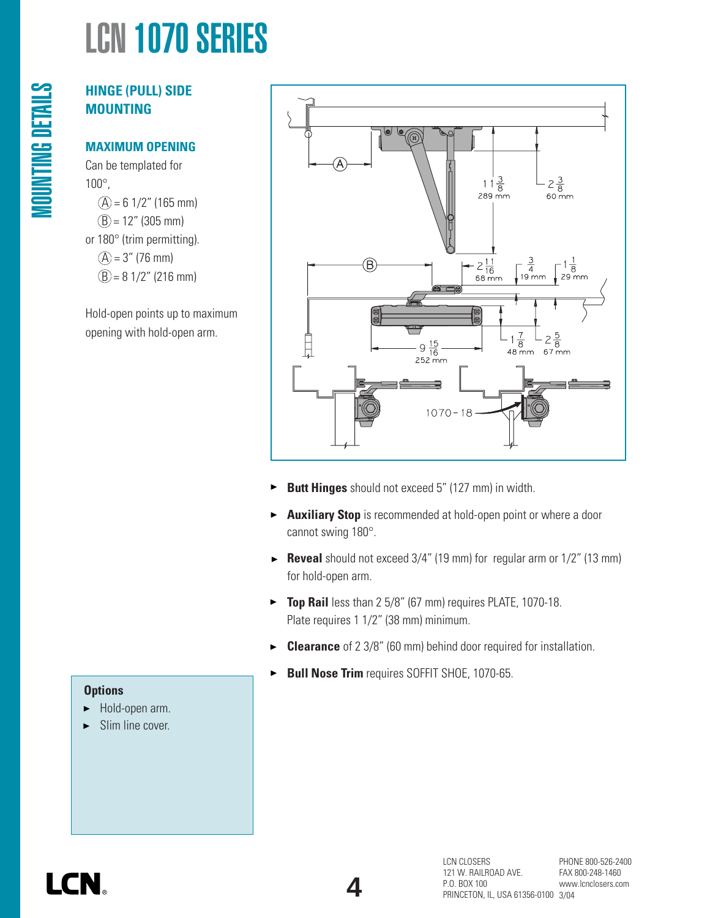# LCN 1070 SERIES

MOUNTING DETAILS

## HINGE (PULL) SIDE MOUNTING

### MAXIMUM OPENING

Can be templated for 100°,

Ⓐ = 6 1/2" (165 mm)
Ⓑ = 12" (305 mm)

or 180° (trim permitting).

Ⓐ = 3" (76 mm)
Ⓑ = 8 1/2" (216 mm)

Hold-open points up to maximum opening with hold-open arm.

- **Butt Hinges** should not exceed 5" (127 mm) in width.
- **Auxiliary Stop** is recommended at hold-open point or where a door cannot swing 180°.
- **Reveal** should not exceed 3/4" (19 mm) for regular arm or 1/2" (13 mm) for hold-open arm.
- **Top Rail** less than 2 5/8" (67 mm) requires PLATE, 1070-18. Plate requires 1 1/2" (38 mm) minimum.
- **Clearance** of 2 3/8" (60 mm) behind door required for installation.
- **Bull Nose Trim** requires SOFFIT SHOE, 1070-65.

**Options**

- Hold-open arm.
- Slim line cover.

LCN CLOSERS
121 W. RAILROAD AVE.
P.O. BOX 100
PRINCETON, IL, USA 61356-0100

PHONE 800-526-2400
FAX 800-248-1460
www.lcnclosers.com
3/04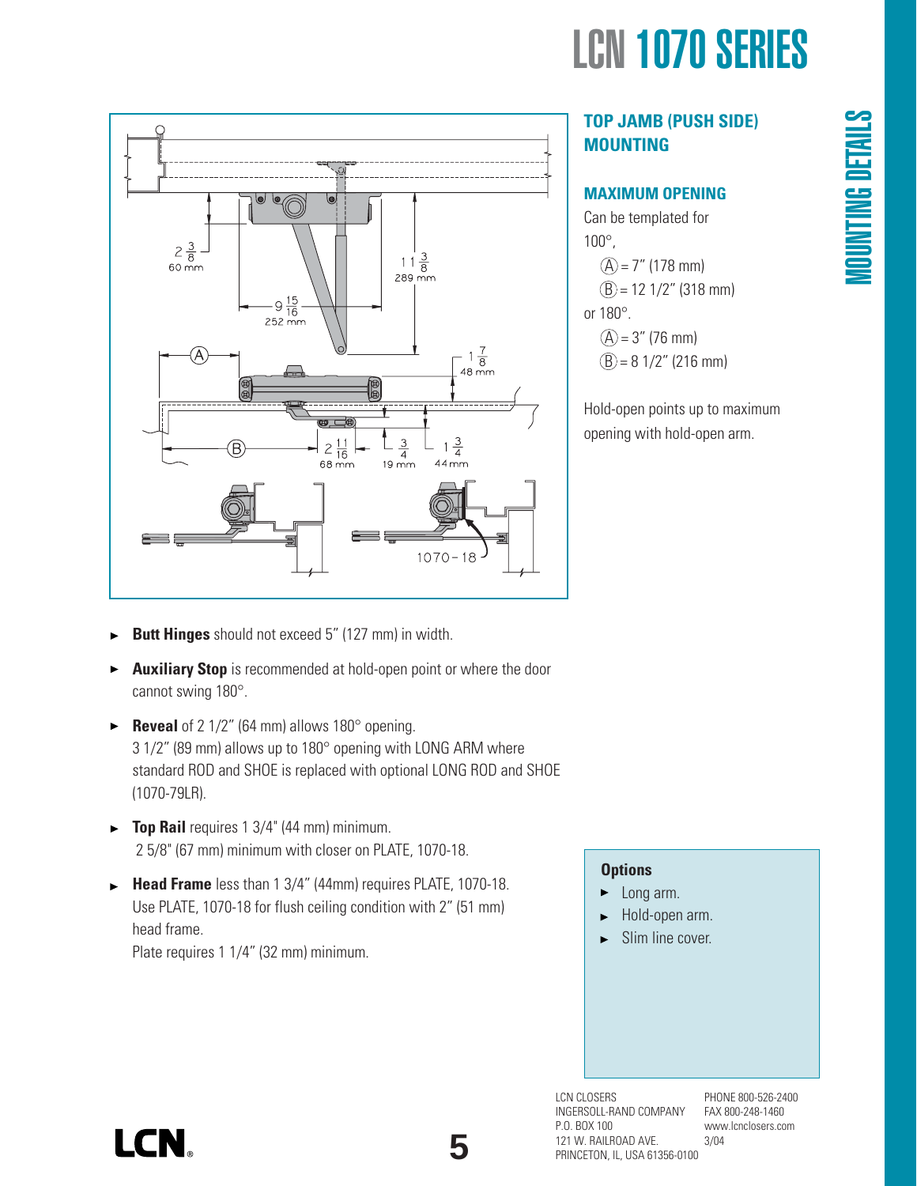# LCN 1070 SERIES

## MOUNTING DETAILS

### TOP JAMB (PUSH SIDE) MOUNTING

#### MAXIMUM OPENING

Can be templated for 100°,

Ⓐ = 7" (178 mm)
Ⓑ = 12 1/2" (318 mm)

or 180°.

Ⓐ = 3" (76 mm)
Ⓑ = 8 1/2" (216 mm)

Hold-open points up to maximum opening with hold-open arm.

- **Butt Hinges** should not exceed 5" (127 mm) in width.
- **Auxiliary Stop** is recommended at hold-open point or where the door cannot swing 180°.
- **Reveal** of 2 1/2" (64 mm) allows 180° opening.
  3 1/2" (89 mm) allows up to 180° opening with LONG ARM where standard ROD and SHOE is replaced with optional LONG ROD and SHOE (1070-79LR).
- **Top Rail** requires 1 3/4" (44 mm) minimum.
  2 5/8" (67 mm) minimum with closer on PLATE, 1070-18.
- **Head Frame** less than 1 3/4" (44mm) requires PLATE, 1070-18.
  Use PLATE, 1070-18 for flush ceiling condition with 2" (51 mm) head frame.
  Plate requires 1 1/4" (32 mm) minimum.

**Options**

- Long arm.
- Hold-open arm.
- Slim line cover.

LCN CLOSERS
INGERSOLL-RAND COMPANY
P.O. BOX 100
121 W. RAILROAD AVE.
PRINCETON, IL, USA 61356-0100

PHONE 800-526-2400
FAX 800-248-1460
www.lcnclosers.com
3/04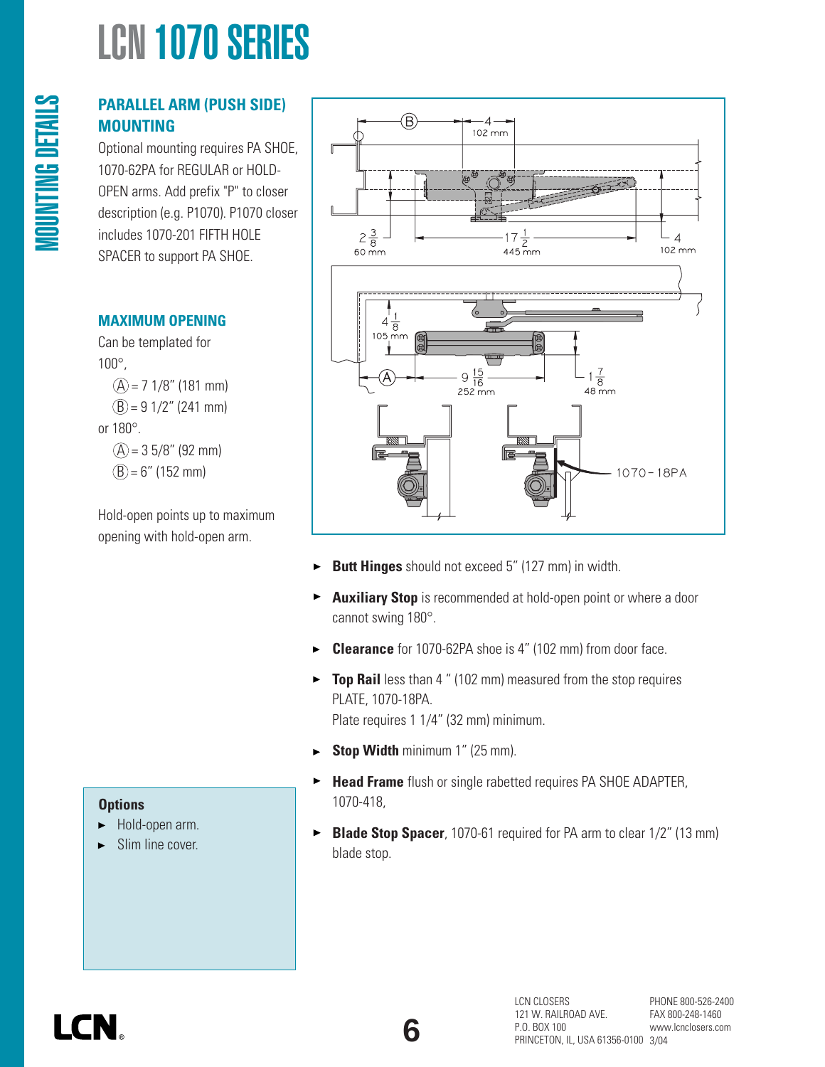# LCN 1070 SERIES

## MOUNTING DETAILS

### PARALLEL ARM (PUSH SIDE) MOUNTING

Optional mounting requires PA SHOE, 1070-62PA for REGULAR or HOLD-OPEN arms. Add prefix "P" to closer description (e.g. P1070). P1070 closer includes 1070-201 FIFTH HOLE SPACER to support PA SHOE.

### MAXIMUM OPENING

Can be templated for

100°,

- Ⓐ = 7 1/8" (181 mm)
- Ⓑ = 9 1/2" (241 mm)

or 180°.

- Ⓐ = 3 5/8" (92 mm)
- Ⓑ = 6" (152 mm)

Hold-open points up to maximum opening with hold-open arm.

- **Butt Hinges** should not exceed 5" (127 mm) in width.
- **Auxiliary Stop** is recommended at hold-open point or where a door cannot swing 180°.
- **Clearance** for 1070-62PA shoe is 4" (102 mm) from door face.
- **Top Rail** less than 4 " (102 mm) measured from the stop requires PLATE, 1070-18PA.
  Plate requires 1 1/4" (32 mm) minimum.
- **Stop Width** minimum 1" (25 mm).
- **Head Frame** flush or single rabetted requires PA SHOE ADAPTER, 1070-418,
- **Blade Stop Spacer**, 1070-61 required for PA arm to clear 1/2" (13 mm) blade stop.

### Options

- Hold-open arm.
- Slim line cover.

LCN CLOSERS
121 W. RAILROAD AVE.
P.O. BOX 100
PRINCETON, IL, USA 61356-0100

PHONE 800-526-2400
FAX 800-248-1460
www.lcnclosers.com
3/04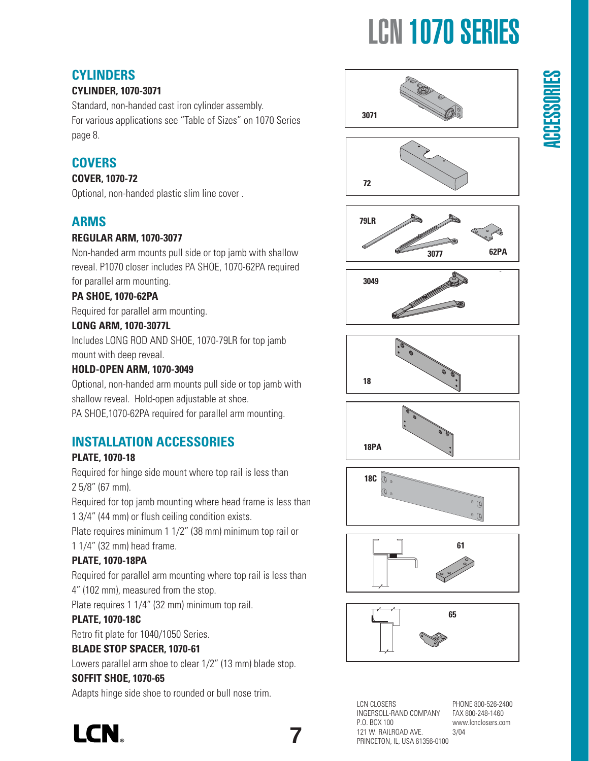# LCN 1070 SERIES

## ACCESSORIES

## CYLINDERS

**CYLINDER, 1070-3071**

Standard, non-handed cast iron cylinder assembly.
For various applications see "Table of Sizes" on 1070 Series page 8.

## COVERS

**COVER, 1070-72**

Optional, non-handed plastic slim line cover .

## ARMS

**REGULAR ARM, 1070-3077**

Non-handed arm mounts pull side or top jamb with shallow reveal. P1070 closer includes PA SHOE, 1070-62PA required for parallel arm mounting.

**PA SHOE, 1070-62PA**

Required for parallel arm mounting.

**LONG ARM, 1070-3077L**

Includes LONG ROD AND SHOE, 1070-79LR for top jamb mount with deep reveal.

**HOLD-OPEN ARM, 1070-3049**

Optional, non-handed arm mounts pull side or top jamb with shallow reveal. Hold-open adjustable at shoe.
PA SHOE,1070-62PA required for parallel arm mounting.

## INSTALLATION ACCESSORIES

**PLATE, 1070-18**

Required for hinge side mount where top rail is less than 2 5/8" (67 mm).
Required for top jamb mounting where head frame is less than 1 3/4" (44 mm) or flush ceiling condition exists.
Plate requires minimum 1 1/2" (38 mm) minimum top rail or 1 1/4" (32 mm) head frame.

**PLATE, 1070-18PA**

Required for parallel arm mounting where top rail is less than 4" (102 mm), measured from the stop.
Plate requires 1 1/4" (32 mm) minimum top rail.

**PLATE, 1070-18C**

Retro fit plate for 1040/1050 Series.

**BLADE STOP SPACER, 1070-61**

Lowers parallel arm shoe to clear 1/2" (13 mm) blade stop.

**SOFFIT SHOE, 1070-65**

Adapts hinge side shoe to rounded or bull nose trim.

3071

72

79LR 3077 62PA

3049

18

18PA

18C

61

65

LCN CLOSERS
INGERSOLL-RAND COMPANY
P.O. BOX 100
121 W. RAILROAD AVE.
PRINCETON, IL, USA 61356-0100

PHONE 800-526-2400
FAX 800-248-1460
www.lcnclosers.com
3/04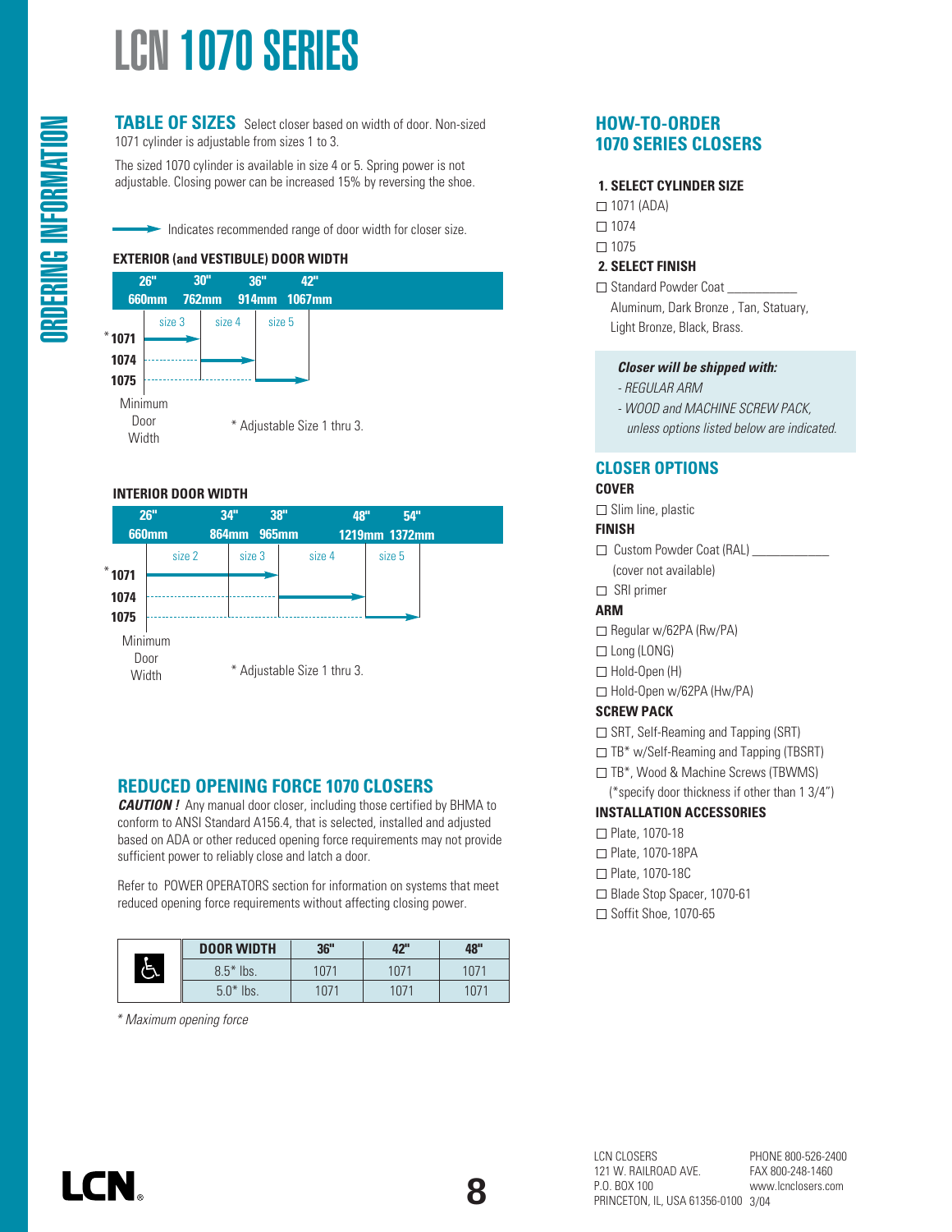# LCN 1070 SERIES

ORDERING INFORMATION

## TABLE OF SIZES

Select closer based on width of door. Non-sized 1071 cylinder is adjustable from sizes 1 to 3.

The sized 1070 cylinder is available in size 4 or 5. Spring power is not adjustable. Closing power can be increased 15% by reversing the shoe.

→ Indicates recommended range of door width for closer size.

### EXTERIOR (and VESTIBULE) DOOR WIDTH

26" 660mm
30" 762mm
36" 914mm
42" 1067mm

size 3
size 4
size 5

*1071
1074
1075

Minimum Door Width

* Adjustable Size 1 thru 3.

### INTERIOR DOOR WIDTH

26" 660mm
34" 864mm
38" 965mm
48" 1219mm
54" 1372mm

size 2
size 3
size 4
size 5

*1071
1074
1075

Minimum Door Width

* Adjustable Size 1 thru 3.

## REDUCED OPENING FORCE 1070 CLOSERS

***CAUTION !*** Any manual door closer, including those certified by BHMA to conform to ANSI Standard A156.4, that is selected, installed and adjusted based on ADA or other reduced opening force requirements may not provide sufficient power to reliably close and latch a door.

Refer to POWER OPERATORS section for information on systems that meet reduced opening force requirements without affecting closing power.

| ♿ | DOOR WIDTH | 36" | 42" | 48" |
|---|---|---|---|---|
| | 8.5* lbs. | 1071 | 1071 | 1071 |
| | 5.0* lbs. | 1071 | 1071 | 1071 |

*\* Maximum opening force*

## HOW-TO-ORDER 1070 SERIES CLOSERS

**1. SELECT CYLINDER SIZE**

☐ 1071 (ADA)
☐ 1074
☐ 1075

**2. SELECT FINISH**

☐ Standard Powder Coat ___________
Aluminum, Dark Bronze , Tan, Statuary, Light Bronze, Black, Brass.

***Closer will be shipped with:***
*- REGULAR ARM*
*- WOOD and MACHINE SCREW PACK, unless options listed below are indicated.*

## CLOSER OPTIONS

**COVER**

☐ Slim line, plastic

**FINISH**

☐ Custom Powder Coat (RAL) ____________
(cover not available)
☐ SRI primer

**ARM**

☐ Regular w/62PA (Rw/PA)
☐ Long (LONG)
☐ Hold-Open (H)
☐ Hold-Open w/62PA (Hw/PA)

**SCREW PACK**

☐ SRT, Self-Reaming and Tapping (SRT)
☐ TB* w/Self-Reaming and Tapping (TBSRT)
☐ TB*, Wood & Machine Screws (TBWMS)
(*specify door thickness if other than 1 3/4")

**INSTALLATION ACCESSORIES**

☐ Plate, 1070-18
☐ Plate, 1070-18PA
☐ Plate, 1070-18C
☐ Blade Stop Spacer, 1070-61
☐ Soffit Shoe, 1070-65

LCN CLOSERS
121 W. RAILROAD AVE.
P.O. BOX 100
PRINCETON, IL, USA 61356-0100

PHONE 800-526-2400
FAX 800-248-1460
www.lcnclosers.com
3/04